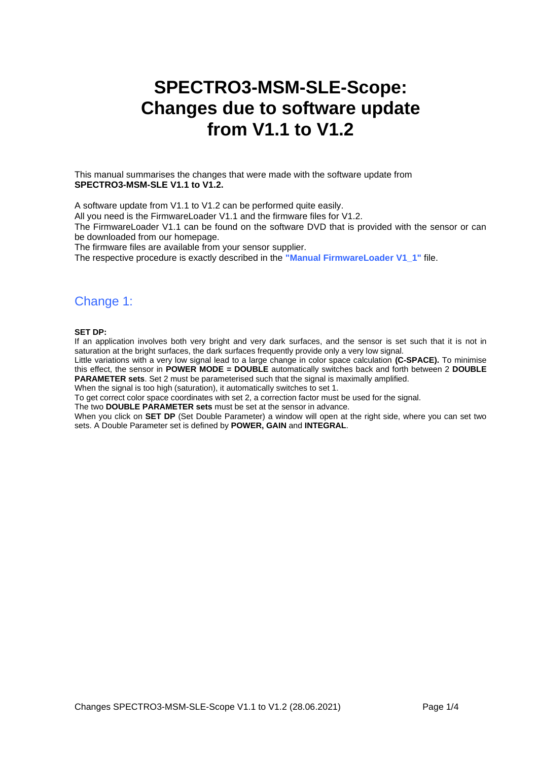# SPECTRO3-MSM-SLE-Scope: Changes due to software update from V1.1 to V1.2

This manual summarises the changes that were made with the software update from **SPECTRO3-MSM-SLE V1.1 to V1.2.**

A software update from V1.1 to V1.2 can be performed quite easily.
All you need is the FirmwareLoader V1.1 and the firmware files for V1.2.
The FirmwareLoader V1.1 can be found on the software DVD that is provided with the sensor or can be downloaded from our homepage.
The firmware files are available from your sensor supplier.
The respective procedure is exactly described in the **"Manual FirmwareLoader V1_1"** file.

## Change 1:

**SET DP:**
If an application involves both very bright and very dark surfaces, and the sensor is set such that it is not in saturation at the bright surfaces, the dark surfaces frequently provide only a very low signal.
Little variations with a very low signal lead to a large change in color space calculation **(C-SPACE).** To minimise this effect, the sensor in **POWER MODE = DOUBLE** automatically switches back and forth between 2 **DOUBLE PARAMETER sets**. Set 2 must be parameterised such that the signal is maximally amplified.
When the signal is too high (saturation), it automatically switches to set 1.
To get correct color space coordinates with set 2, a correction factor must be used for the signal.
The two **DOUBLE PARAMETER sets** must be set at the sensor in advance.
When you click on **SET DP** (Set Double Parameter) a window will open at the right side, where you can set two sets. A Double Parameter set is defined by **POWER, GAIN** and **INTEGRAL**.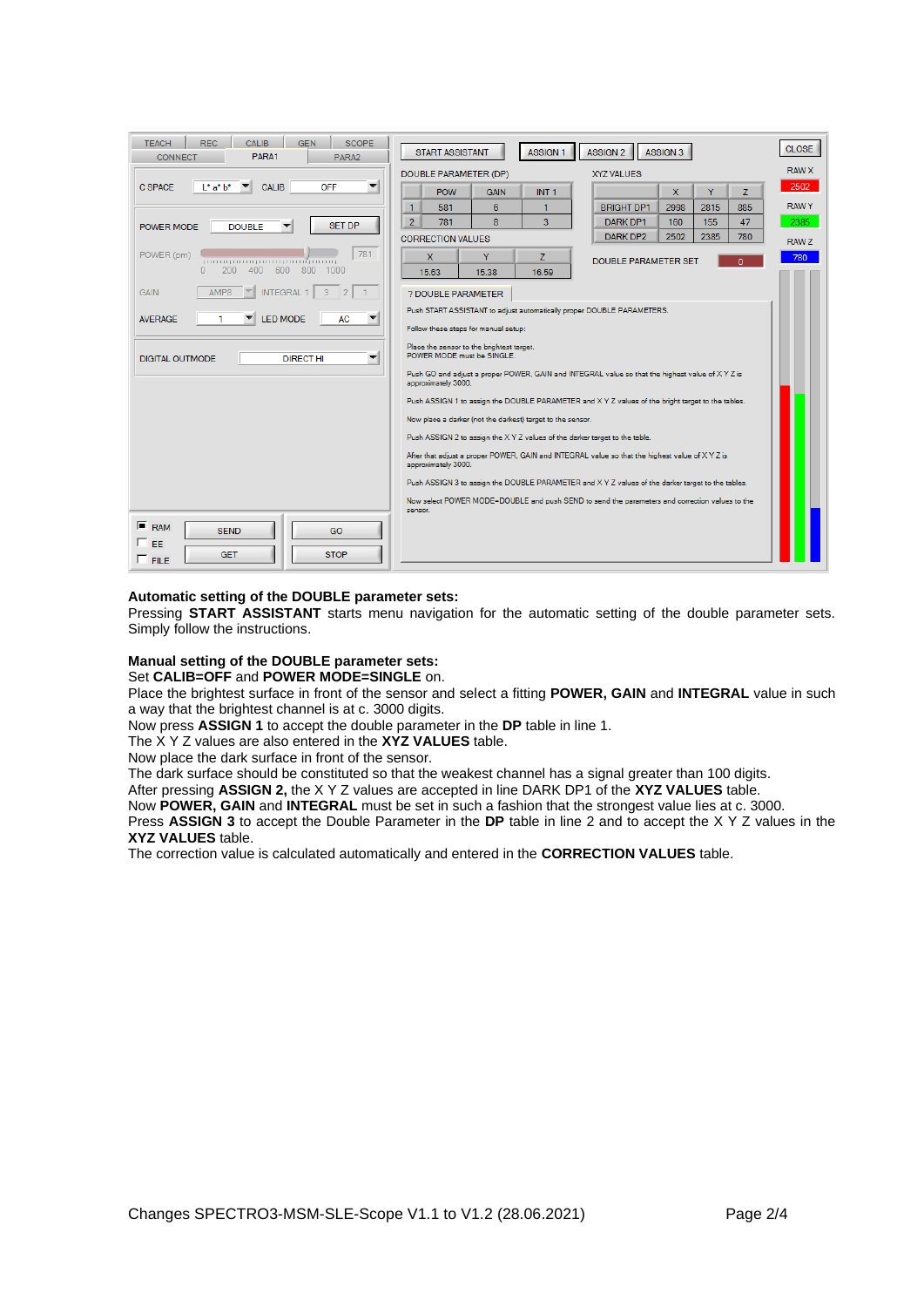**Automatic setting of the DOUBLE parameter sets:**
Pressing **START ASSISTANT** starts menu navigation for the automatic setting of the double parameter sets. Simply follow the instructions.

**Manual setting of the DOUBLE parameter sets:**
Set **CALIB=OFF** and **POWER MODE=SINGLE** on.
Place the brightest surface in front of the sensor and select a fitting **POWER, GAIN** and **INTEGRAL** value in such a way that the brightest channel is at c. 3000 digits.
Now press **ASSIGN 1** to accept the double parameter in the **DP** table in line 1.
The X Y Z values are also entered in the **XYZ VALUES** table.
Now place the dark surface in front of the sensor.
The dark surface should be constituted so that the weakest channel has a signal greater than 100 digits.
After pressing **ASSIGN 2,** the X Y Z values are accepted in line DARK DP1 of the **XYZ VALUES** table.
Now **POWER, GAIN** and **INTEGRAL** must be set in such a fashion that the strongest value lies at c. 3000.
Press **ASSIGN 3** to accept the Double Parameter in the **DP** table in line 2 and to accept the X Y Z values in the **XYZ VALUES** table.
The correction value is calculated automatically and entered in the **CORRECTION VALUES** table.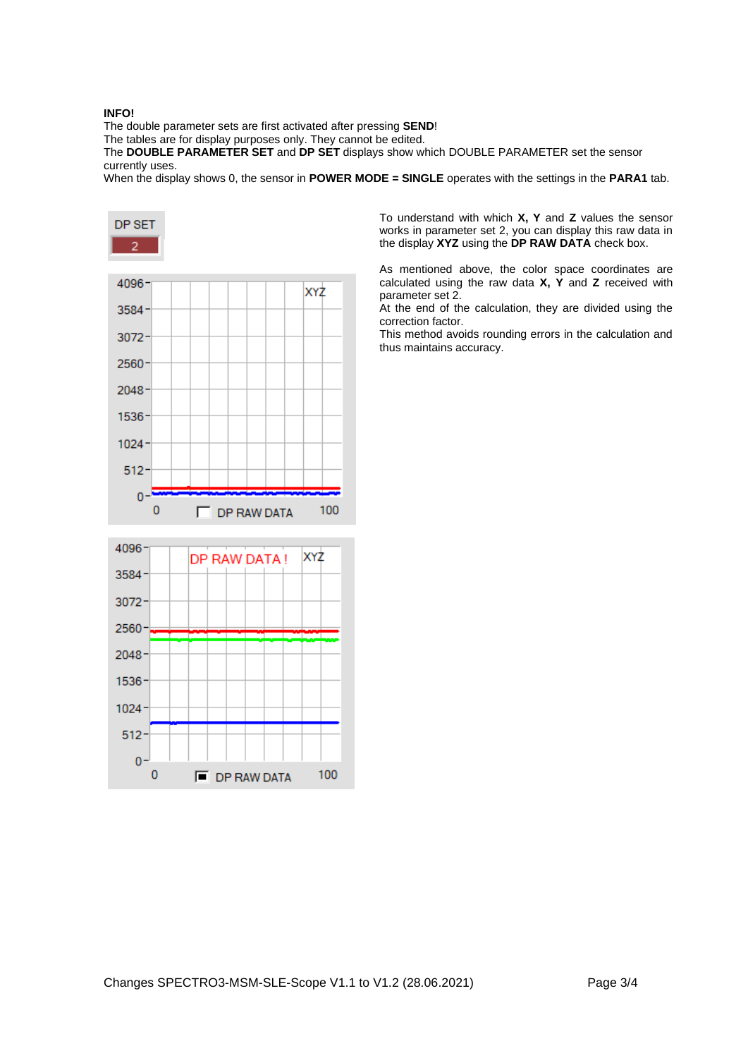**INFO!**
The double parameter sets are first activated after pressing **SEND**!
The tables are for display purposes only. They cannot be edited.
The **DOUBLE PARAMETER SET** and **DP SET** displays show which DOUBLE PARAMETER set the sensor currently uses.
When the display shows 0, the sensor in **POWER MODE = SINGLE** operates with the settings in the **PARA1** tab.

To understand with which **X, Y** and **Z** values the sensor works in parameter set 2, you can display this raw data in the display **XYZ** using the **DP RAW DATA** check box.

As mentioned above, the color space coordinates are calculated using the raw data **X, Y** and **Z** received with parameter set 2.
At the end of the calculation, they are divided using the correction factor.
This method avoids rounding errors in the calculation and thus maintains accuracy.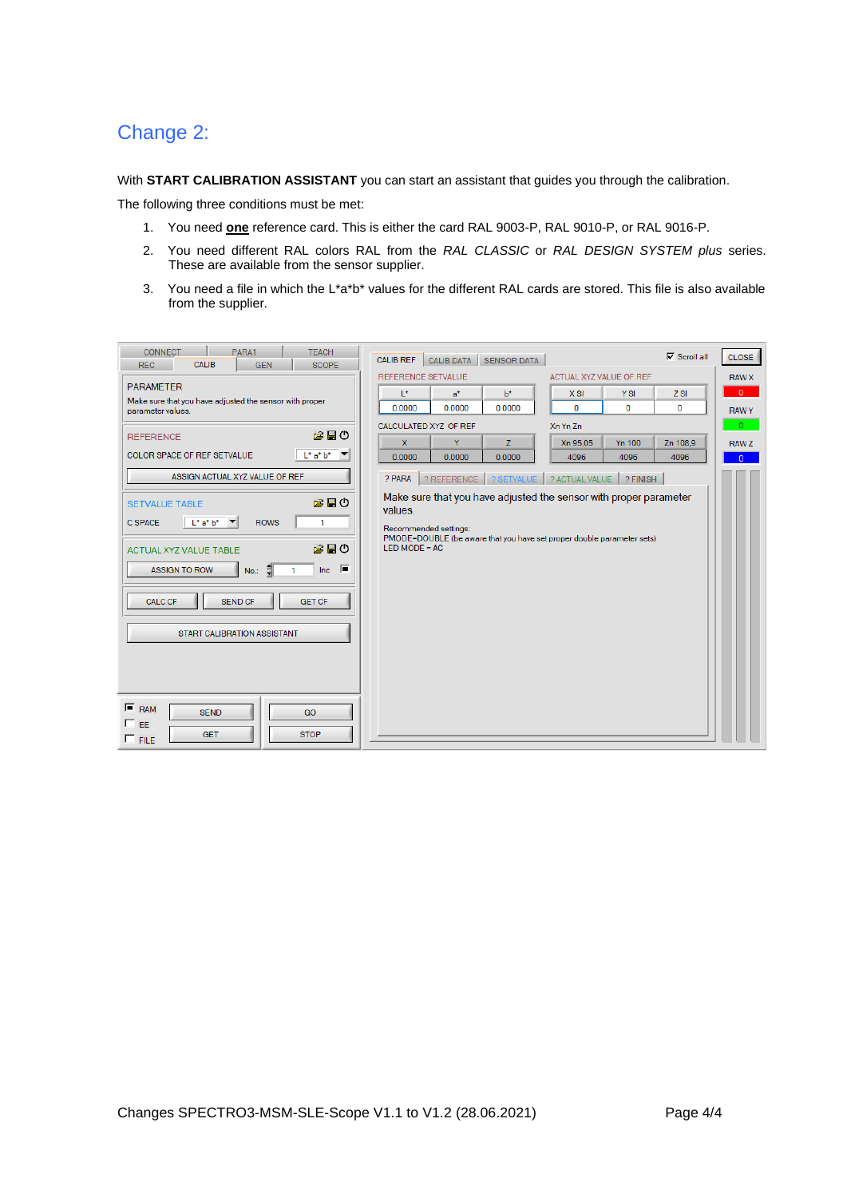## Change 2:

With **START CALIBRATION ASSISTANT** you can start an assistant that guides you through the calibration.

The following three conditions must be met:

1. You need **one** reference card. This is either the card RAL 9003-P, RAL 9010-P, or RAL 9016-P.
2. You need different RAL colors RAL from the *RAL CLASSIC* or *RAL DESIGN SYSTEM plus* series. These are available from the sensor supplier.
3. You need a file in which the L*a*b* values for the different RAL cards are stored. This file is also available from the supplier.